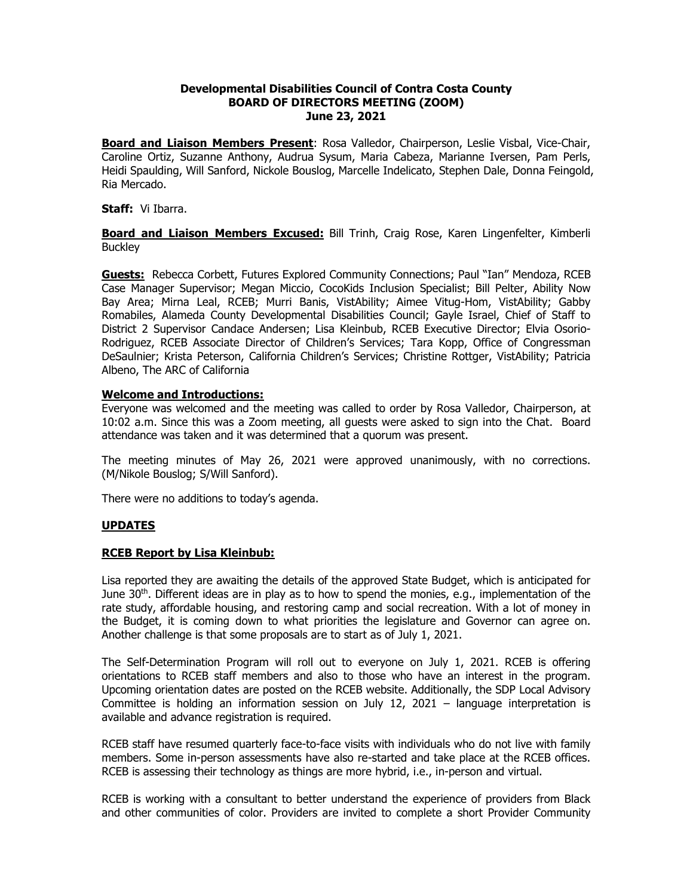**Developmental Disabilities Council of Contra Costa County**
**BOARD OF DIRECTORS MEETING (ZOOM)**
**June 23, 2021**

**Board and Liaison Members Present**: Rosa Valledor, Chairperson, Leslie Visbal, Vice-Chair, Caroline Ortiz, Suzanne Anthony, Audrua Sysum, Maria Cabeza, Marianne Iversen, Pam Perls, Heidi Spaulding, Will Sanford, Nickole Bouslog, Marcelle Indelicato, Stephen Dale, Donna Feingold, Ria Mercado.

**Staff:** Vi Ibarra.

**Board and Liaison Members Excused:** Bill Trinh, Craig Rose, Karen Lingenfelter, Kimberli Buckley

**Guests:** Rebecca Corbett, Futures Explored Community Connections; Paul "Ian" Mendoza, RCEB Case Manager Supervisor; Megan Miccio, CocoKids Inclusion Specialist; Bill Pelter, Ability Now Bay Area; Mirna Leal, RCEB; Murri Banis, VistAbility; Aimee Vitug-Hom, VistAbility; Gabby Romabiles, Alameda County Developmental Disabilities Council; Gayle Israel, Chief of Staff to District 2 Supervisor Candace Andersen; Lisa Kleinbub, RCEB Executive Director; Elvia Osorio-Rodriguez, RCEB Associate Director of Children's Services; Tara Kopp, Office of Congressman DeSaulnier; Krista Peterson, California Children's Services; Christine Rottger, VistAbility; Patricia Albeno, The ARC of California

**Welcome and Introductions:**

Everyone was welcomed and the meeting was called to order by Rosa Valledor, Chairperson, at 10:02 a.m. Since this was a Zoom meeting, all guests were asked to sign into the Chat. Board attendance was taken and it was determined that a quorum was present.

The meeting minutes of May 26, 2021 were approved unanimously, with no corrections. (M/Nikole Bouslog; S/Will Sanford).

There were no additions to today's agenda.

**UPDATES**

**RCEB Report by Lisa Kleinbub:**

Lisa reported they are awaiting the details of the approved State Budget, which is anticipated for June 30th. Different ideas are in play as to how to spend the monies, e.g., implementation of the rate study, affordable housing, and restoring camp and social recreation. With a lot of money in the Budget, it is coming down to what priorities the legislature and Governor can agree on. Another challenge is that some proposals are to start as of July 1, 2021.

The Self-Determination Program will roll out to everyone on July 1, 2021. RCEB is offering orientations to RCEB staff members and also to those who have an interest in the program. Upcoming orientation dates are posted on the RCEB website. Additionally, the SDP Local Advisory Committee is holding an information session on July 12, 2021 – language interpretation is available and advance registration is required.

RCEB staff have resumed quarterly face-to-face visits with individuals who do not live with family members. Some in-person assessments have also re-started and take place at the RCEB offices. RCEB is assessing their technology as things are more hybrid, i.e., in-person and virtual.

RCEB is working with a consultant to better understand the experience of providers from Black and other communities of color. Providers are invited to complete a short Provider Community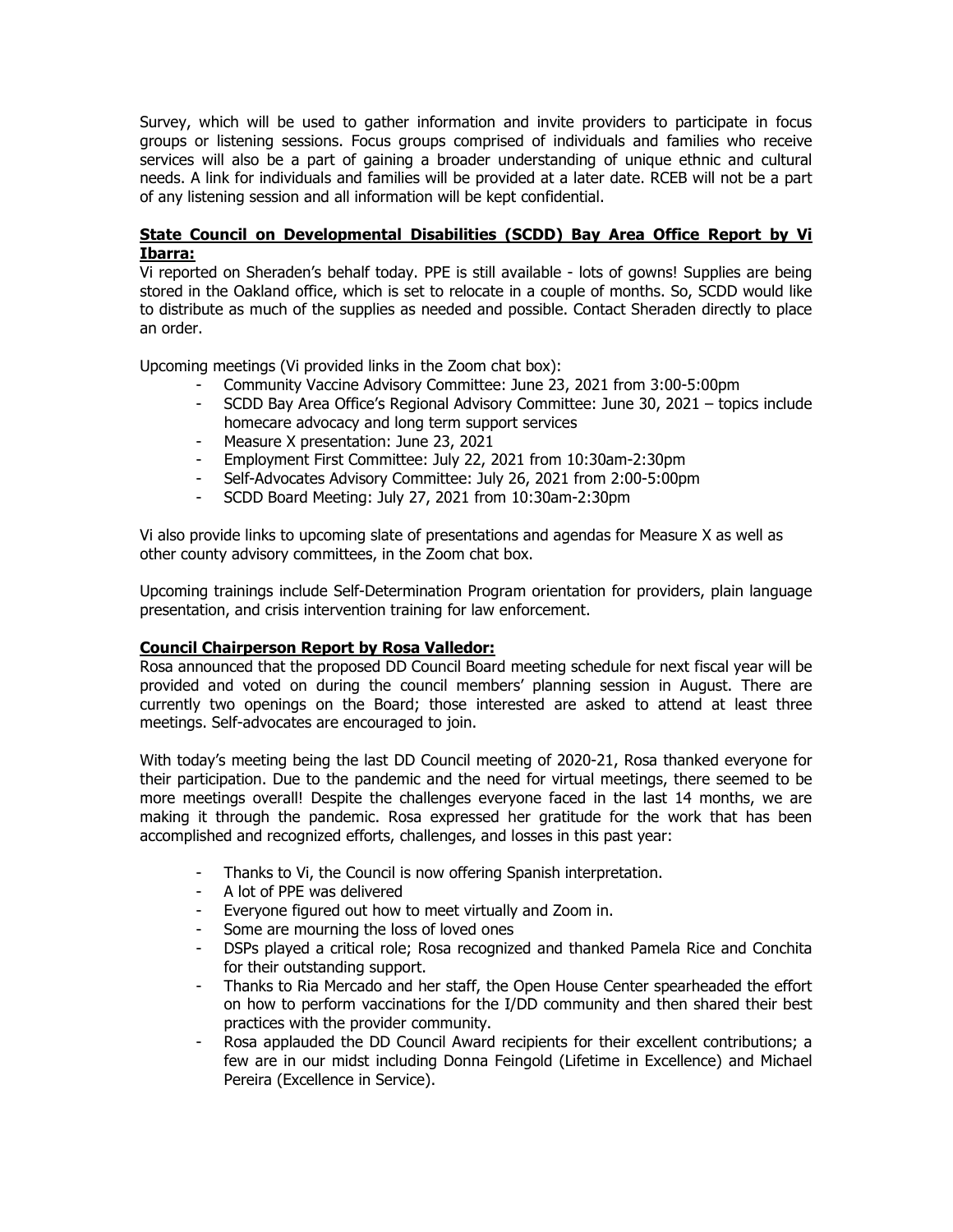Survey, which will be used to gather information and invite providers to participate in focus groups or listening sessions. Focus groups comprised of individuals and families who receive services will also be a part of gaining a broader understanding of unique ethnic and cultural needs. A link for individuals and families will be provided at a later date. RCEB will not be a part of any listening session and all information will be kept confidential.

**State Council on Developmental Disabilities (SCDD) Bay Area Office Report by Vi Ibarra:**

Vi reported on Sheraden's behalf today. PPE is still available - lots of gowns! Supplies are being stored in the Oakland office, which is set to relocate in a couple of months. So, SCDD would like to distribute as much of the supplies as needed and possible. Contact Sheraden directly to place an order.

Upcoming meetings (Vi provided links in the Zoom chat box):

- Community Vaccine Advisory Committee: June 23, 2021 from 3:00-5:00pm
- SCDD Bay Area Office's Regional Advisory Committee: June 30, 2021 – topics include homecare advocacy and long term support services
- Measure X presentation: June 23, 2021
- Employment First Committee: July 22, 2021 from 10:30am-2:30pm
- Self-Advocates Advisory Committee: July 26, 2021 from 2:00-5:00pm
- SCDD Board Meeting: July 27, 2021 from 10:30am-2:30pm

Vi also provide links to upcoming slate of presentations and agendas for Measure X as well as other county advisory committees, in the Zoom chat box.

Upcoming trainings include Self-Determination Program orientation for providers, plain language presentation, and crisis intervention training for law enforcement.

**Council Chairperson Report by Rosa Valledor:**

Rosa announced that the proposed DD Council Board meeting schedule for next fiscal year will be provided and voted on during the council members' planning session in August. There are currently two openings on the Board; those interested are asked to attend at least three meetings. Self-advocates are encouraged to join.

With today's meeting being the last DD Council meeting of 2020-21, Rosa thanked everyone for their participation. Due to the pandemic and the need for virtual meetings, there seemed to be more meetings overall! Despite the challenges everyone faced in the last 14 months, we are making it through the pandemic. Rosa expressed her gratitude for the work that has been accomplished and recognized efforts, challenges, and losses in this past year:

- Thanks to Vi, the Council is now offering Spanish interpretation.
- A lot of PPE was delivered
- Everyone figured out how to meet virtually and Zoom in.
- Some are mourning the loss of loved ones
- DSPs played a critical role; Rosa recognized and thanked Pamela Rice and Conchita for their outstanding support.
- Thanks to Ria Mercado and her staff, the Open House Center spearheaded the effort on how to perform vaccinations for the I/DD community and then shared their best practices with the provider community.
- Rosa applauded the DD Council Award recipients for their excellent contributions; a few are in our midst including Donna Feingold (Lifetime in Excellence) and Michael Pereira (Excellence in Service).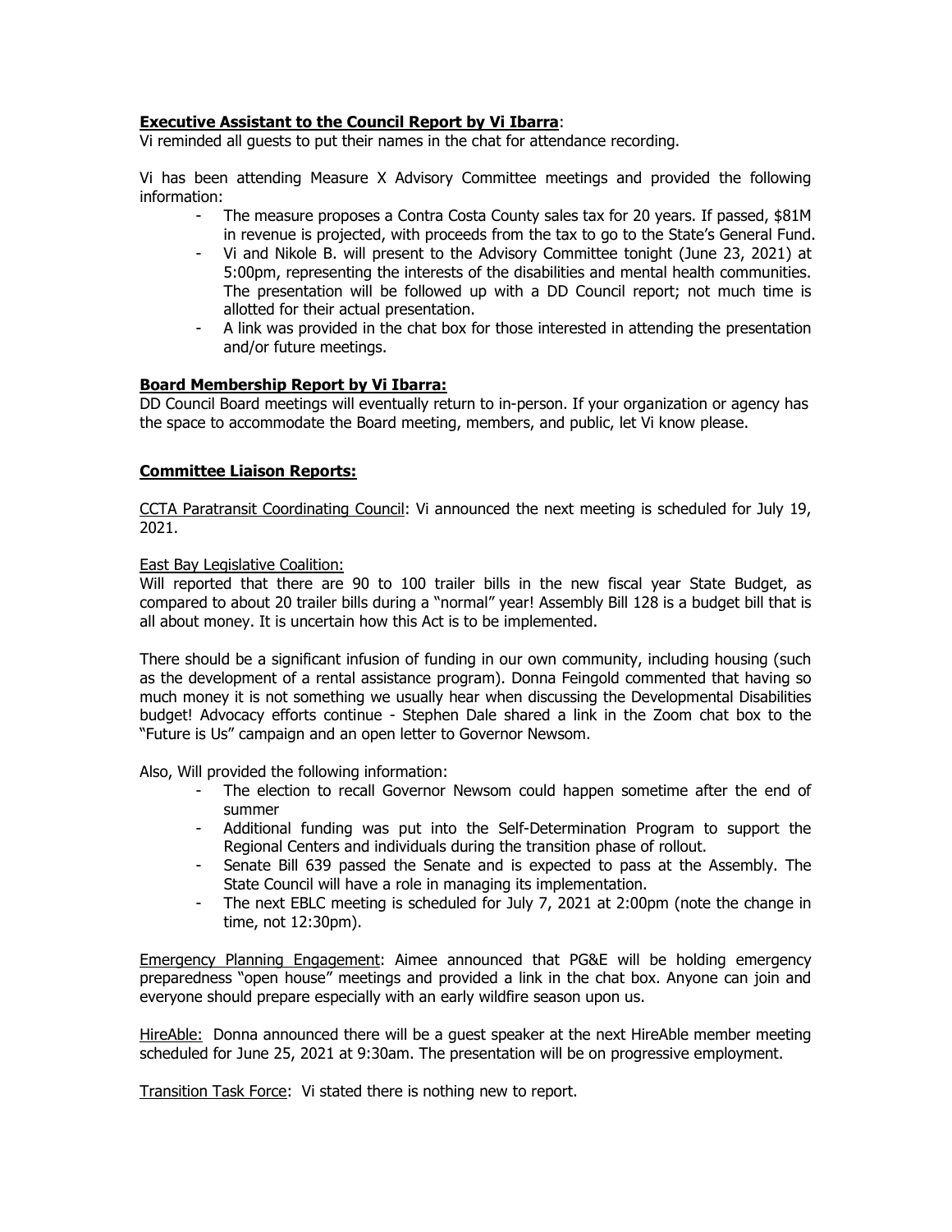**Executive Assistant to the Council Report by Vi Ibarra**:

Vi reminded all guests to put their names in the chat for attendance recording.

Vi has been attending Measure X Advisory Committee meetings and provided the following information:

- The measure proposes a Contra Costa County sales tax for 20 years. If passed, $81M in revenue is projected, with proceeds from the tax to go to the State's General Fund.
- Vi and Nikole B. will present to the Advisory Committee tonight (June 23, 2021) at 5:00pm, representing the interests of the disabilities and mental health communities. The presentation will be followed up with a DD Council report; not much time is allotted for their actual presentation.
- A link was provided in the chat box for those interested in attending the presentation and/or future meetings.

**Board Membership Report by Vi Ibarra:**

DD Council Board meetings will eventually return to in-person. If your organization or agency has the space to accommodate the Board meeting, members, and public, let Vi know please.

**Committee Liaison Reports:**

CCTA Paratransit Coordinating Council: Vi announced the next meeting is scheduled for July 19, 2021.

East Bay Legislative Coalition:

Will reported that there are 90 to 100 trailer bills in the new fiscal year State Budget, as compared to about 20 trailer bills during a "normal" year! Assembly Bill 128 is a budget bill that is all about money. It is uncertain how this Act is to be implemented.

There should be a significant infusion of funding in our own community, including housing (such as the development of a rental assistance program). Donna Feingold commented that having so much money it is not something we usually hear when discussing the Developmental Disabilities budget! Advocacy efforts continue - Stephen Dale shared a link in the Zoom chat box to the "Future is Us" campaign and an open letter to Governor Newsom.

Also, Will provided the following information:

- The election to recall Governor Newsom could happen sometime after the end of summer
- Additional funding was put into the Self-Determination Program to support the Regional Centers and individuals during the transition phase of rollout.
- Senate Bill 639 passed the Senate and is expected to pass at the Assembly. The State Council will have a role in managing its implementation.
- The next EBLC meeting is scheduled for July 7, 2021 at 2:00pm (note the change in time, not 12:30pm).

Emergency Planning Engagement: Aimee announced that PG&E will be holding emergency preparedness "open house" meetings and provided a link in the chat box. Anyone can join and everyone should prepare especially with an early wildfire season upon us.

HireAble: Donna announced there will be a guest speaker at the next HireAble member meeting scheduled for June 25, 2021 at 9:30am. The presentation will be on progressive employment.

Transition Task Force: Vi stated there is nothing new to report.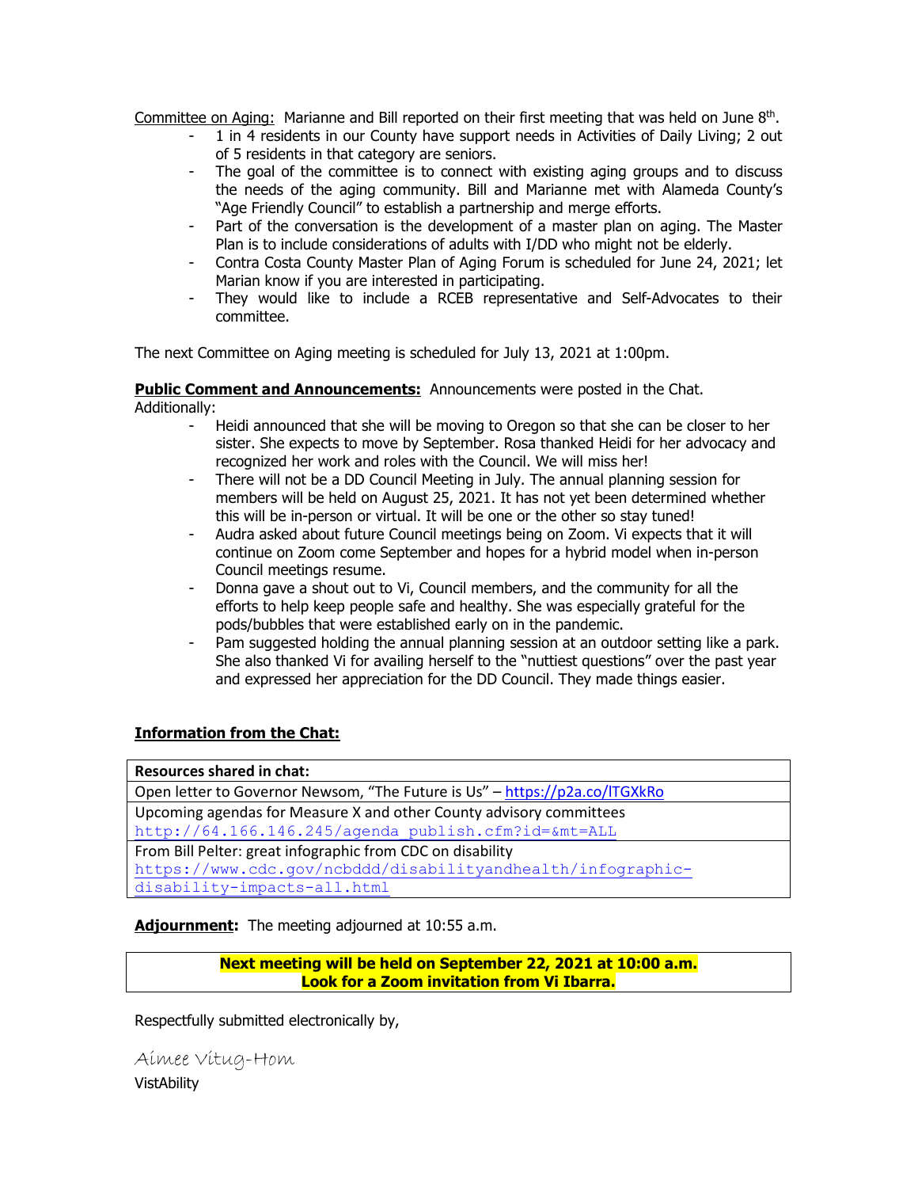Committee on Aging: Marianne and Bill reported on their first meeting that was held on June 8th.

- 1 in 4 residents in our County have support needs in Activities of Daily Living; 2 out of 5 residents in that category are seniors.
- The goal of the committee is to connect with existing aging groups and to discuss the needs of the aging community. Bill and Marianne met with Alameda County's "Age Friendly Council" to establish a partnership and merge efforts.
- Part of the conversation is the development of a master plan on aging. The Master Plan is to include considerations of adults with I/DD who might not be elderly.
- Contra Costa County Master Plan of Aging Forum is scheduled for June 24, 2021; let Marian know if you are interested in participating.
- They would like to include a RCEB representative and Self-Advocates to their committee.

The next Committee on Aging meeting is scheduled for July 13, 2021 at 1:00pm.

**Public Comment and Announcements:** Announcements were posted in the Chat.
Additionally:

- Heidi announced that she will be moving to Oregon so that she can be closer to her sister. She expects to move by September. Rosa thanked Heidi for her advocacy and recognized her work and roles with the Council. We will miss her!
- There will not be a DD Council Meeting in July. The annual planning session for members will be held on August 25, 2021. It has not yet been determined whether this will be in-person or virtual. It will be one or the other so stay tuned!
- Audra asked about future Council meetings being on Zoom. Vi expects that it will continue on Zoom come September and hopes for a hybrid model when in-person Council meetings resume.
- Donna gave a shout out to Vi, Council members, and the community for all the efforts to help keep people safe and healthy. She was especially grateful for the pods/bubbles that were established early on in the pandemic.
- Pam suggested holding the annual planning session at an outdoor setting like a park. She also thanked Vi for availing herself to the "nuttiest questions" over the past year and expressed her appreciation for the DD Council. They made things easier.

**Information from the Chat:**

| Resources shared in chat: |
|---|
| Open letter to Governor Newsom, "The Future is Us" – https://p2a.co/lTGXkRo |
| Upcoming agendas for Measure X and other County advisory committees http://64.166.146.245/agenda_publish.cfm?id=&mt=ALL |
| From Bill Pelter: great infographic from CDC on disability https://www.cdc.gov/ncbddd/disabilityandhealth/infographic-disability-impacts-all.html |

**Adjournment:** The meeting adjourned at 10:55 a.m.

**Next meeting will be held on September 22, 2021 at 10:00 a.m.**
**Look for a Zoom invitation from Vi Ibarra.**

Respectfully submitted electronically by,

*Aimee Vitug-Hom*
VistAbility